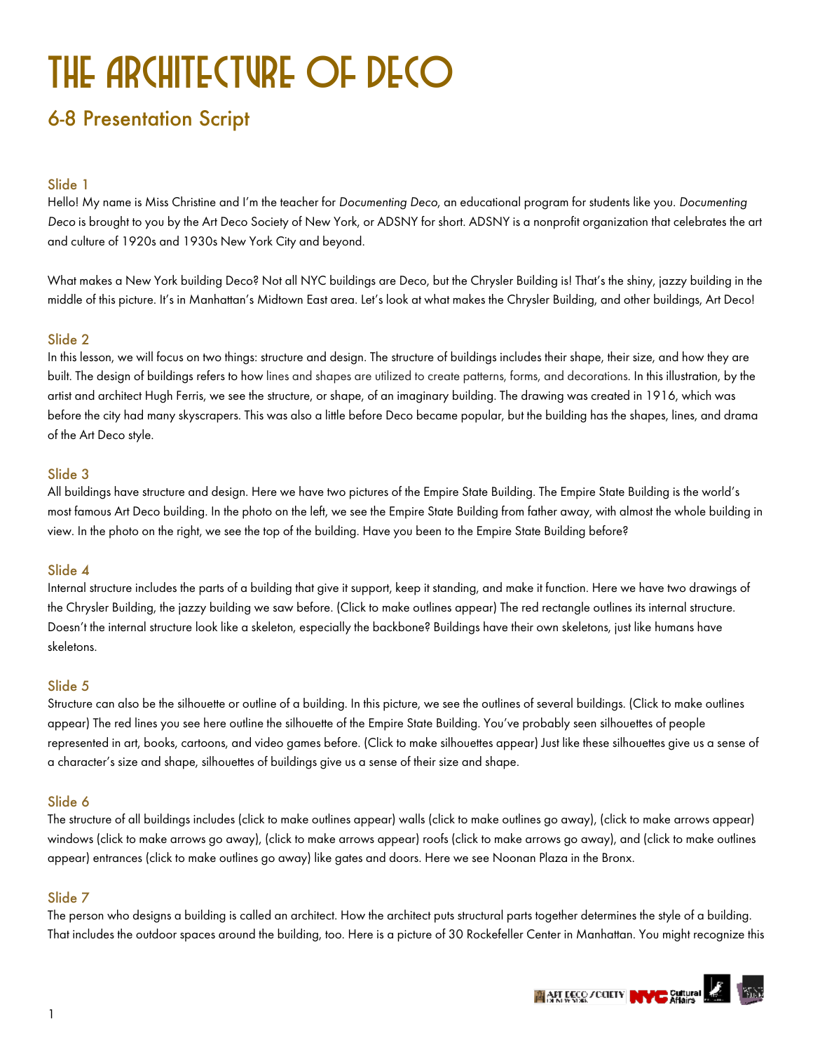# THE ARCHITECTURE OF DECO

## 6-8 Presentation Script

### Slide 1

Hello! My name is Miss Christine and I'm the teacher for *Documenting Deco*, an educational program for students like you. *Documenting Deco* is brought to you by the Art Deco Society of New York, or ADSNY for short. ADSNY is a nonprofit organization that celebrates the art and culture of 1920s and 1930s New York City and beyond.

What makes a New York building Deco? Not all NYC buildings are Deco, but the Chrysler Building is! That's the shiny, jazzy building in the middle of this picture. It's in Manhattan's Midtown East area. Let's look at what makes the Chrysler Building, and other buildings, Art Deco!

### Slide 2

In this lesson, we will focus on two things: structure and design. The structure of buildings includes their shape, their size, and how they are built. The design of buildings refers to how lines and shapes are utilized to create patterns, forms, and decorations. In this illustration, by the artist and architect Hugh Ferris, we see the structure, or shape, of an imaginary building. The drawing was created in 1916, which was before the city had many skyscrapers. This was also a little before Deco became popular, but the building has the shapes, lines, and drama of the Art Deco style.

### Slide 3

All buildings have structure and design. Here we have two pictures of the Empire State Building. The Empire State Building is the world's most famous Art Deco building. In the photo on the left, we see the Empire State Building from father away, with almost the whole building in view. In the photo on the right, we see the top of the building. Have you been to the Empire State Building before?

### Slide 4

Internal structure includes the parts of a building that give it support, keep it standing, and make it function. Here we have two drawings of the Chrysler Building, the jazzy building we saw before. (Click to make outlines appear) The red rectangle outlines its internal structure. Doesn't the internal structure look like a skeleton, especially the backbone? Buildings have their own skeletons, just like humans have skeletons.

### Slide 5

Structure can also be the silhouette or outline of a building. In this picture, we see the outlines of several buildings. (Click to make outlines appear) The red lines you see here outline the silhouette of the Empire State Building. You've probably seen silhouettes of people represented in art, books, cartoons, and video games before. (Click to make silhouettes appear) Just like these silhouettes give us a sense of a character's size and shape, silhouettes of buildings give us a sense of their size and shape.

### Slide 6

The structure of all buildings includes (click to make outlines appear) walls (click to make outlines go away), (click to make arrows appear) windows (click to make arrows go away), (click to make arrows appear) roofs (click to make arrows go away), and (click to make outlines appear) entrances (click to make outlines go away) like gates and doors. Here we see Noonan Plaza in the Bronx.

### Slide 7

The person who designs a building is called an architect. How the architect puts structural parts together determines the style of a building. That includes the outdoor spaces around the building, too. Here is a picture of 30 Rockefeller Center in Manhattan. You might recognize this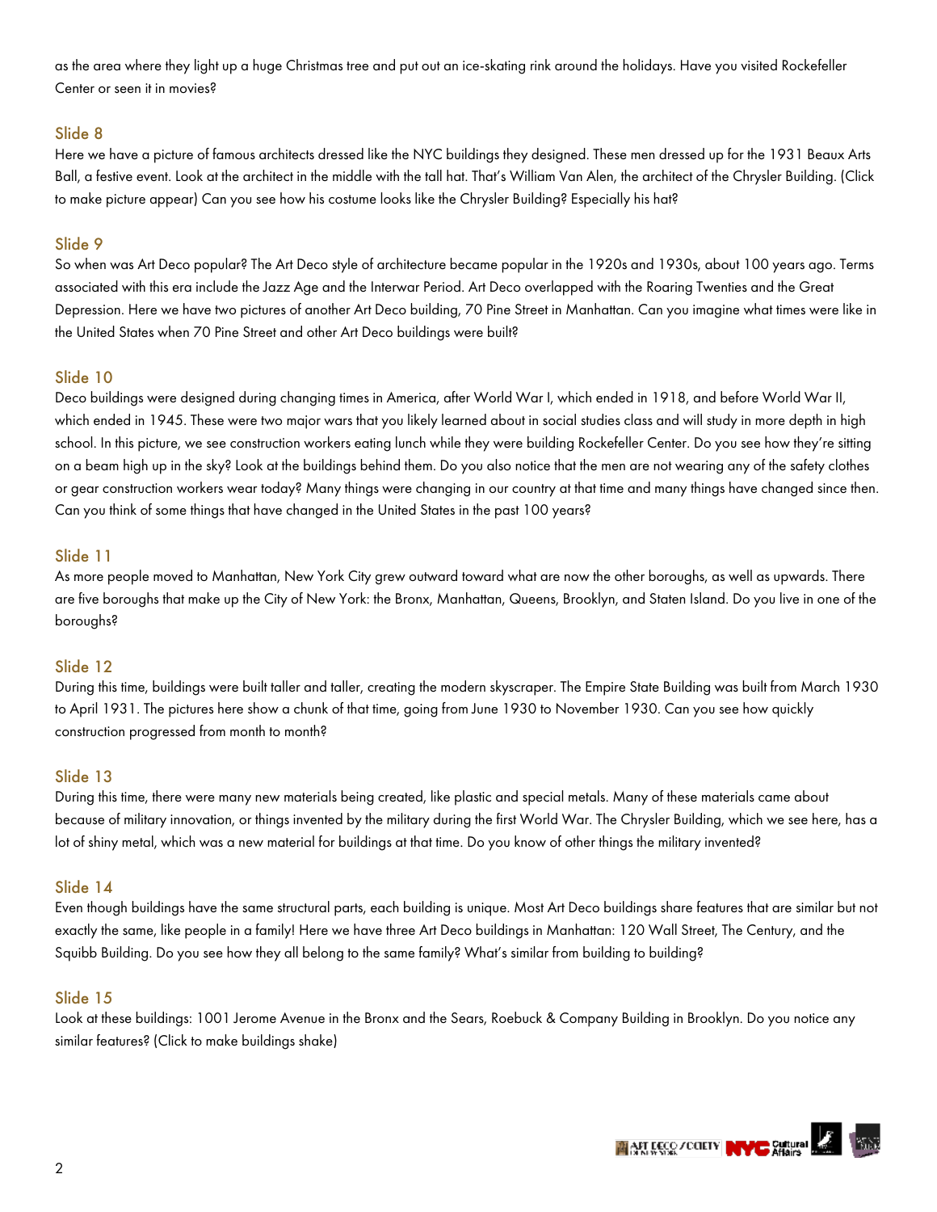as the area where they light up a huge Christmas tree and put out an ice-skating rink around the holidays. Have you visited Rockefeller Center or seen it in movies?

### Slide 8

Here we have a picture of famous architects dressed like the NYC buildings they designed. These men dressed up for the 1931 Beaux Arts Ball, a festive event. Look at the architect in the middle with the tall hat. That's William Van Alen, the architect of the Chrysler Building. (Click to make picture appear) Can you see how his costume looks like the Chrysler Building? Especially his hat?

### Slide 9

So when was Art Deco popular? The Art Deco style of architecture became popular in the 1920s and 1930s, about 100 years ago. Terms associated with this era include the Jazz Age and the Interwar Period. Art Deco overlapped with the Roaring Twenties and the Great Depression. Here we have two pictures of another Art Deco building, 70 Pine Street in Manhattan. Can you imagine what times were like in the United States when 70 Pine Street and other Art Deco buildings were built?

### Slide 10

Deco buildings were designed during changing times in America, after World War I, which ended in 1918, and before World War II, which ended in 1945. These were two major wars that you likely learned about in social studies class and will study in more depth in high school. In this picture, we see construction workers eating lunch while they were building Rockefeller Center. Do you see how they're sitting on a beam high up in the sky? Look at the buildings behind them. Do you also notice that the men are not wearing any of the safety clothes or gear construction workers wear today? Many things were changing in our country at that time and many things have changed since then. Can you think of some things that have changed in the United States in the past 100 years?

### Slide 11

As more people moved to Manhattan, New York City grew outward toward what are now the other boroughs, as well as upwards. There are five boroughs that make up the City of New York: the Bronx, Manhattan, Queens, Brooklyn, and Staten Island. Do you live in one of the boroughs?

### Slide 12

During this time, buildings were built taller and taller, creating the modern skyscraper. The Empire State Building was built from March 1930 to April 1931. The pictures here show a chunk of that time, going from June 1930 to November 1930. Can you see how quickly construction progressed from month to month?

### Slide 13

During this time, there were many new materials being created, like plastic and special metals. Many of these materials came about because of military innovation, or things invented by the military during the first World War. The Chrysler Building, which we see here, has a lot of shiny metal, which was a new material for buildings at that time. Do you know of other things the military invented?

### Slide 14

Even though buildings have the same structural parts, each building is unique. Most Art Deco buildings share features that are similar but not exactly the same, like people in a family! Here we have three Art Deco buildings in Manhattan: 120 Wall Street, The Century, and the Squibb Building. Do you see how they all belong to the same family? What's similar from building to building?

### Slide 15

Look at these buildings: 1001 Jerome Avenue in the Bronx and the Sears, Roebuck & Company Building in Brooklyn. Do you notice any similar features? (Click to make buildings shake)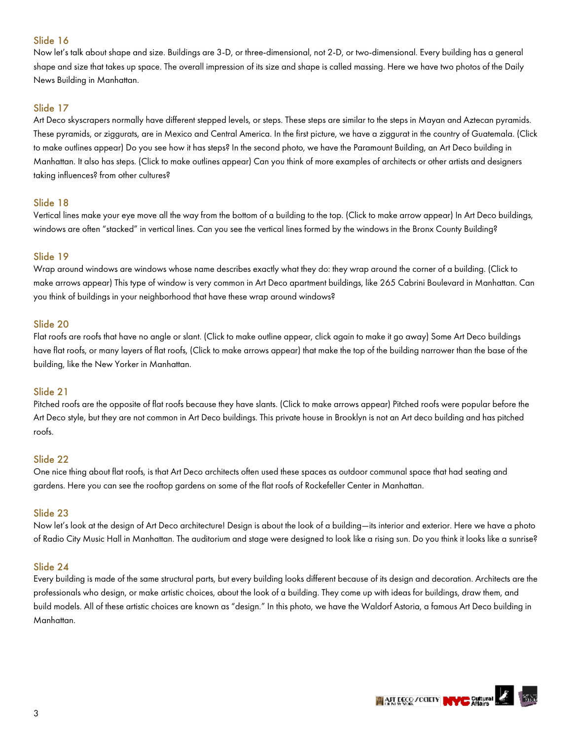## Slide 16

Now let's talk about shape and size. Buildings are 3-D, or three-dimensional, not 2-D, or two-dimensional. Every building has a general shape and size that takes up space. The overall impression of its size and shape is called massing. Here we have two photos of the Daily News Building in Manhattan.

## Slide 17

Art Deco skyscrapers normally have different stepped levels, or steps. These steps are similar to the steps in Mayan and Aztecan pyramids. These pyramids, or ziggurats, are in Mexico and Central America. In the first picture, we have a ziggurat in the country of Guatemala. (Click to make outlines appear) Do you see how it has steps? In the second photo, we have the Paramount Building, an Art Deco building in Manhattan. It also has steps. (Click to make outlines appear) Can you think of more examples of architects or other artists and designers taking influences? from other cultures?

## Slide 18

Vertical lines make your eye move all the way from the bottom of a building to the top. (Click to make arrow appear) In Art Deco buildings, windows are often "stacked" in vertical lines. Can you see the vertical lines formed by the windows in the Bronx County Building?

## Slide 19

Wrap around windows are windows whose name describes exactly what they do: they wrap around the corner of a building. (Click to make arrows appear) This type of window is very common in Art Deco apartment buildings, like 265 Cabrini Boulevard in Manhattan. Can you think of buildings in your neighborhood that have these wrap around windows?

## Slide 20

Flat roofs are roofs that have no angle or slant. (Click to make outline appear, click again to make it go away) Some Art Deco buildings have flat roofs, or many layers of flat roofs, (Click to make arrows appear) that make the top of the building narrower than the base of the building, like the New Yorker in Manhattan.

## Slide 21

Pitched roofs are the opposite of flat roofs because they have slants. (Click to make arrows appear) Pitched roofs were popular before the Art Deco style, but they are not common in Art Deco buildings. This private house in Brooklyn is not an Art deco building and has pitched roofs.

## Slide 22

One nice thing about flat roofs, is that Art Deco architects often used these spaces as outdoor communal space that had seating and gardens. Here you can see the rooftop gardens on some of the flat roofs of Rockefeller Center in Manhattan.

## Slide 23

Now let's look at the design of Art Deco architecture! Design is about the look of a building—its interior and exterior. Here we have a photo of Radio City Music Hall in Manhattan. The auditorium and stage were designed to look like a rising sun. Do you think it looks like a sunrise?

## Slide 24

Every building is made of the same structural parts, but every building looks different because of its design and decoration. Architects are the professionals who design, or make artistic choices, about the look of a building. They come up with ideas for buildings, draw them, and build models. All of these artistic choices are known as "design." In this photo, we have the Waldorf Astoria, a famous Art Deco building in Manhattan.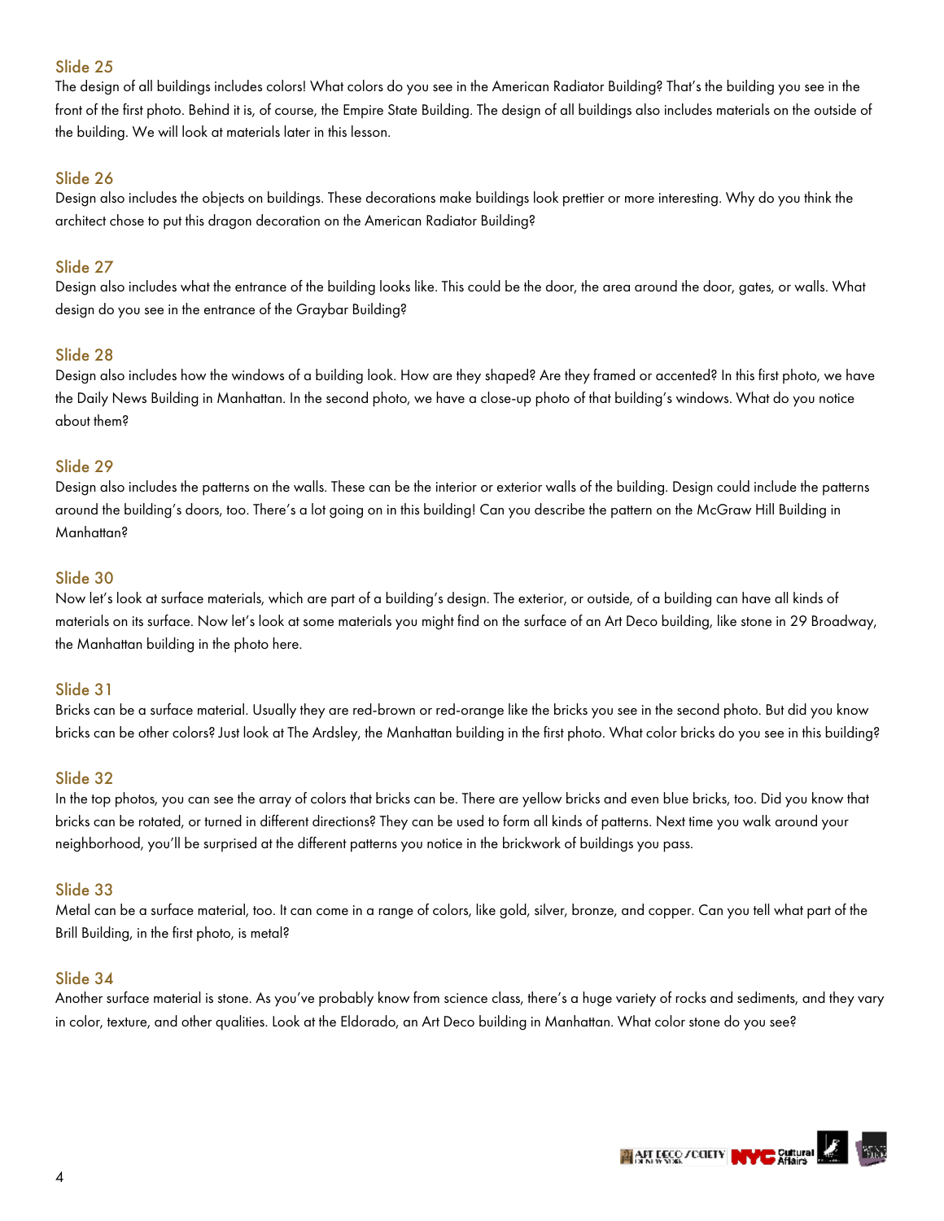### Slide 25

The design of all buildings includes colors! What colors do you see in the American Radiator Building? That's the building you see in the front of the first photo. Behind it is, of course, the Empire State Building. The design of all buildings also includes materials on the outside of the building. We will look at materials later in this lesson.

### Slide 26

Design also includes the objects on buildings. These decorations make buildings look prettier or more interesting. Why do you think the architect chose to put this dragon decoration on the American Radiator Building?

### Slide 27

Design also includes what the entrance of the building looks like. This could be the door, the area around the door, gates, or walls. What design do you see in the entrance of the Graybar Building?

### Slide 28

Design also includes how the windows of a building look. How are they shaped? Are they framed or accented? In this first photo, we have the Daily News Building in Manhattan. In the second photo, we have a close-up photo of that building's windows. What do you notice about them?

### Slide 29

Design also includes the patterns on the walls. These can be the interior or exterior walls of the building. Design could include the patterns around the building's doors, too. There's a lot going on in this building! Can you describe the pattern on the McGraw Hill Building in Manhattan?

### Slide 30

Now let's look at surface materials, which are part of a building's design. The exterior, or outside, of a building can have all kinds of materials on its surface. Now let's look at some materials you might find on the surface of an Art Deco building, like stone in 29 Broadway, the Manhattan building in the photo here.

### Slide 31

Bricks can be a surface material. Usually they are red-brown or red-orange like the bricks you see in the second photo. But did you know bricks can be other colors? Just look at The Ardsley, the Manhattan building in the first photo. What color bricks do you see in this building?

### Slide 32

In the top photos, you can see the array of colors that bricks can be. There are yellow bricks and even blue bricks, too. Did you know that bricks can be rotated, or turned in different directions? They can be used to form all kinds of patterns. Next time you walk around your neighborhood, you'll be surprised at the different patterns you notice in the brickwork of buildings you pass.

### Slide 33

Metal can be a surface material, too. It can come in a range of colors, like gold, silver, bronze, and copper. Can you tell what part of the Brill Building, in the first photo, is metal?

### Slide 34

Another surface material is stone. As you've probably know from science class, there's a huge variety of rocks and sediments, and they vary in color, texture, and other qualities. Look at the Eldorado, an Art Deco building in Manhattan. What color stone do you see?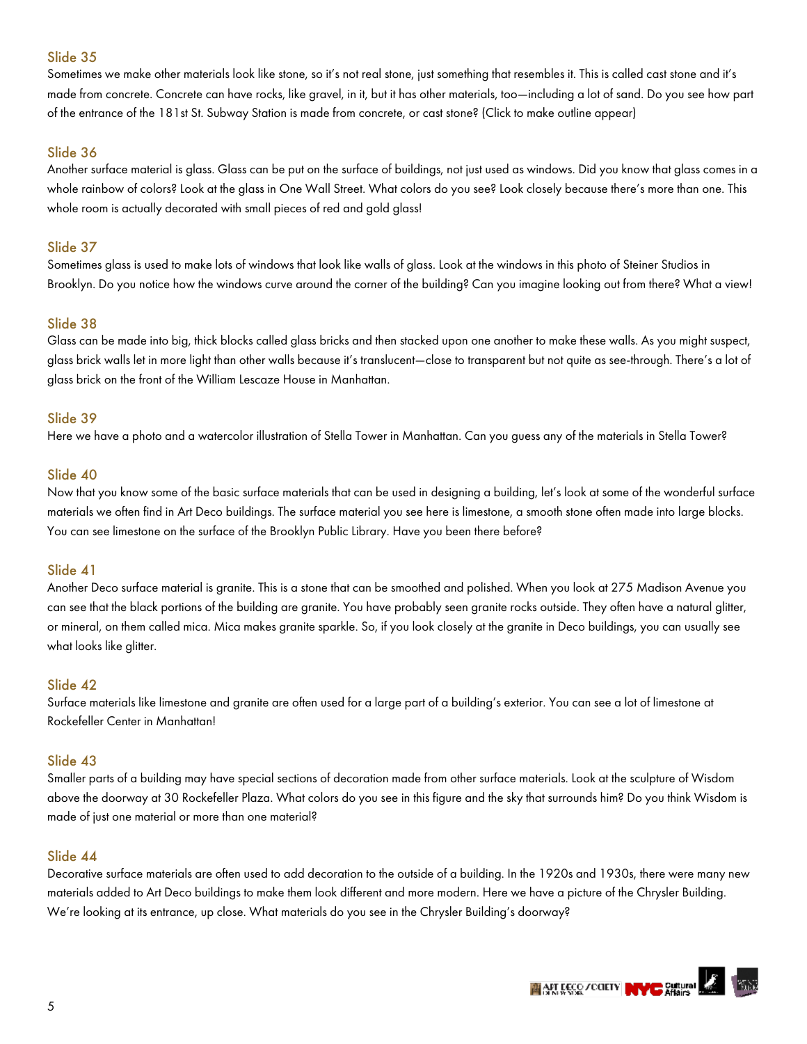## Slide 35

Sometimes we make other materials look like stone, so it's not real stone, just something that resembles it. This is called cast stone and it's made from concrete. Concrete can have rocks, like gravel, in it, but it has other materials, too—including a lot of sand. Do you see how part of the entrance of the 181st St. Subway Station is made from concrete, or cast stone? (Click to make outline appear)

## Slide 36

Another surface material is glass. Glass can be put on the surface of buildings, not just used as windows. Did you know that glass comes in a whole rainbow of colors? Look at the glass in One Wall Street. What colors do you see? Look closely because there's more than one. This whole room is actually decorated with small pieces of red and gold glass!

## Slide 37

Sometimes glass is used to make lots of windows that look like walls of glass. Look at the windows in this photo of Steiner Studios in Brooklyn. Do you notice how the windows curve around the corner of the building? Can you imagine looking out from there? What a view!

## Slide 38

Glass can be made into big, thick blocks called glass bricks and then stacked upon one another to make these walls. As you might suspect, glass brick walls let in more light than other walls because it's translucent—close to transparent but not quite as see-through. There's a lot of glass brick on the front of the William Lescaze House in Manhattan.

## Slide 39

Here we have a photo and a watercolor illustration of Stella Tower in Manhattan. Can you guess any of the materials in Stella Tower?

## Slide 40

Now that you know some of the basic surface materials that can be used in designing a building, let's look at some of the wonderful surface materials we often find in Art Deco buildings. The surface material you see here is limestone, a smooth stone often made into large blocks. You can see limestone on the surface of the Brooklyn Public Library. Have you been there before?

## Slide 41

Another Deco surface material is granite. This is a stone that can be smoothed and polished. When you look at 275 Madison Avenue you can see that the black portions of the building are granite. You have probably seen granite rocks outside. They often have a natural glitter, or mineral, on them called mica. Mica makes granite sparkle. So, if you look closely at the granite in Deco buildings, you can usually see what looks like glitter.

## Slide 42

Surface materials like limestone and granite are often used for a large part of a building's exterior. You can see a lot of limestone at Rockefeller Center in Manhattan!

## Slide 43

Smaller parts of a building may have special sections of decoration made from other surface materials. Look at the sculpture of Wisdom above the doorway at 30 Rockefeller Plaza. What colors do you see in this figure and the sky that surrounds him? Do you think Wisdom is made of just one material or more than one material?

## Slide 44

Decorative surface materials are often used to add decoration to the outside of a building. In the 1920s and 1930s, there were many new materials added to Art Deco buildings to make them look different and more modern. Here we have a picture of the Chrysler Building. We're looking at its entrance, up close. What materials do you see in the Chrysler Building's doorway?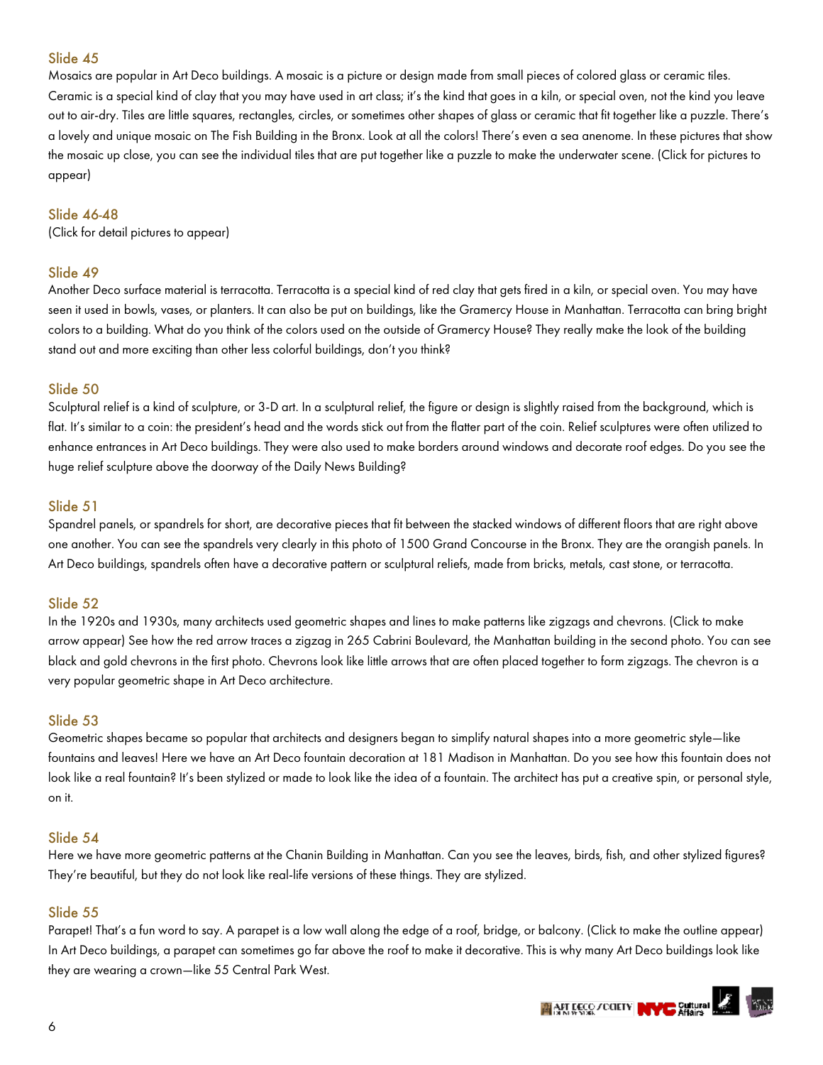## Slide 45

Mosaics are popular in Art Deco buildings. A mosaic is a picture or design made from small pieces of colored glass or ceramic tiles. Ceramic is a special kind of clay that you may have used in art class; it's the kind that goes in a kiln, or special oven, not the kind you leave out to air-dry. Tiles are little squares, rectangles, circles, or sometimes other shapes of glass or ceramic that fit together like a puzzle. There's a lovely and unique mosaic on The Fish Building in the Bronx. Look at all the colors! There's even a sea anemone. In these pictures that show the mosaic up close, you can see the individual tiles that are put together like a puzzle to make the underwater scene. (Click for pictures to appear)

## Slide 46-48

(Click for detail pictures to appear)

## Slide 49

Another Deco surface material is terracotta. Terracotta is a special kind of red clay that gets fired in a kiln, or special oven. You may have seen it used in bowls, vases, or planters. It can also be put on buildings, like the Gramercy House in Manhattan. Terracotta can bring bright colors to a building. What do you think of the colors used on the outside of Gramercy House? They really make the look of the building stand out and more exciting than other less colorful buildings, don't you think?

## Slide 50

Sculptural relief is a kind of sculpture, or 3-D art. In a sculptural relief, the figure or design is slightly raised from the background, which is flat. It's similar to a coin: the president's head and the words stick out from the flatter part of the coin. Relief sculptures were often utilized to enhance entrances in Art Deco buildings. They were also used to make borders around windows and decorate roof edges. Do you see the huge relief sculpture above the doorway of the Daily News Building?

## Slide 51

Spandrel panels, or spandrels for short, are decorative pieces that fit between the stacked windows of different floors that are right above one another. You can see the spandrels very clearly in this photo of 1500 Grand Concourse in the Bronx. They are the orangish panels. In Art Deco buildings, spandrels often have a decorative pattern or sculptural reliefs, made from bricks, metals, cast stone, or terracotta.

## Slide 52

In the 1920s and 1930s, many architects used geometric shapes and lines to make patterns like zigzags and chevrons. (Click to make arrow appear) See how the red arrow traces a zigzag in 265 Cabrini Boulevard, the Manhattan building in the second photo. You can see black and gold chevrons in the first photo. Chevrons look like little arrows that are often placed together to form zigzags. The chevron is a very popular geometric shape in Art Deco architecture.

## Slide 53

Geometric shapes became so popular that architects and designers began to simplify natural shapes into a more geometric style—like fountains and leaves! Here we have an Art Deco fountain decoration at 181 Madison in Manhattan. Do you see how this fountain does not look like a real fountain? It's been stylized or made to look like the idea of a fountain. The architect has put a creative spin, or personal style, on it.

## Slide 54

Here we have more geometric patterns at the Chanin Building in Manhattan. Can you see the leaves, birds, fish, and other stylized figures? They're beautiful, but they do not look like real-life versions of these things. They are stylized.

## Slide 55

Parapet! That's a fun word to say. A parapet is a low wall along the edge of a roof, bridge, or balcony. (Click to make the outline appear) In Art Deco buildings, a parapet can sometimes go far above the roof to make it decorative. This is why many Art Deco buildings look like they are wearing a crown—like 55 Central Park West.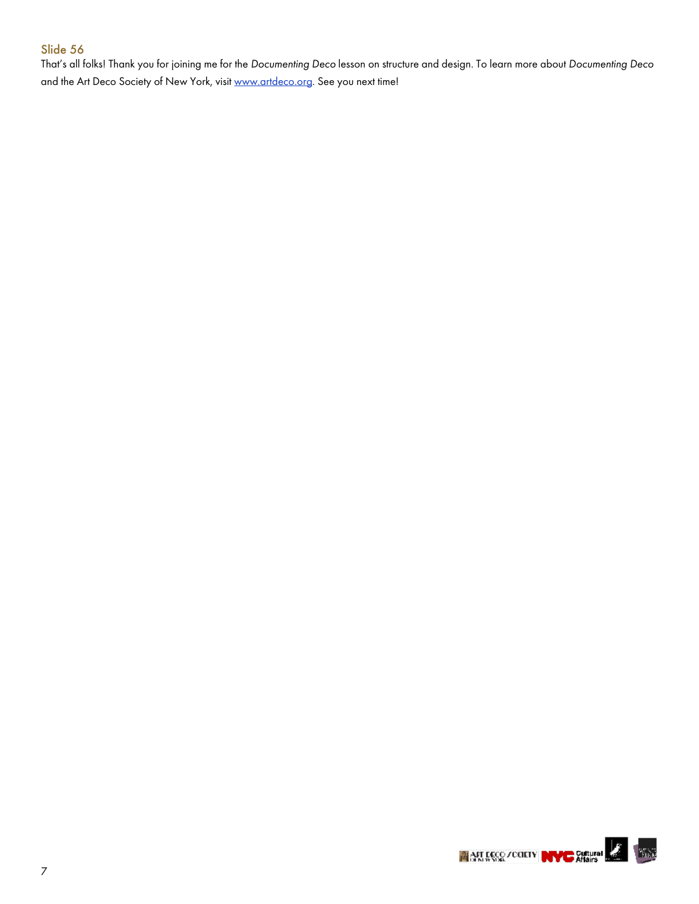### Slide 56

That's all folks! Thank you for joining me for the *Documenting Deco* lesson on structure and design. To learn more about *Documenting Deco* and the Art Deco Society of New York, visit [www.artdeco.org](http://www.artdeco.org). See you next time!